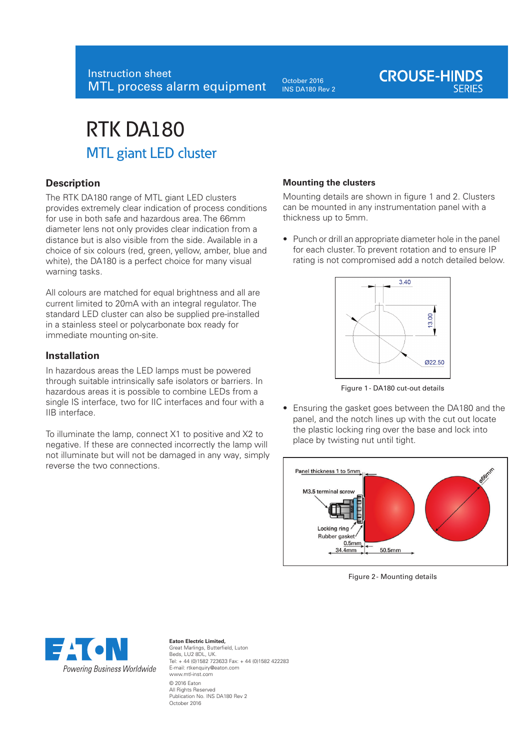Instruction sheet
MTL process alarm equipment

October 2016
INS DA180 Rev 2

CROUSE-HINDS SERIES

# RTK DA180

## MTL giant LED cluster

### Description

The RTK DA180 range of MTL giant LED clusters provides extremely clear indication of process conditions for use in both safe and hazardous area. The 66mm diameter lens not only provides clear indication from a distance but is also visible from the side. Available in a choice of six colours (red, green, yellow, amber, blue and white), the DA180 is a perfect choice for many visual warning tasks.

All colours are matched for equal brightness and all are current limited to 20mA with an integral regulator. The standard LED cluster can also be supplied pre-installed in a stainless steel or polycarbonate box ready for immediate mounting on-site.

### Installation

In hazardous areas the LED lamps must be powered through suitable intrinsically safe isolators or barriers. In hazardous areas it is possible to combine LEDs from a single IS interface, two for IIC interfaces and four with a IIB interface.

To illuminate the lamp, connect X1 to positive and X2 to negative. If these are connected incorrectly the lamp will not illuminate but will not be damaged in any way, simply reverse the two connections.

### Mounting the clusters

Mounting details are shown in figure 1 and 2. Clusters can be mounted in any instrumentation panel with a thickness up to 5mm.

- Punch or drill an appropriate diameter hole in the panel for each cluster. To prevent rotation and to ensure IP rating is not compromised add a notch detailed below.

3.40
13.00
Ø22.50

Figure 1 - DA180 cut-out details

- Ensuring the gasket goes between the DA180 and the panel, and the notch lines up with the cut out locate the plastic locking ring over the base and lock into place by twisting nut until tight.

Panel thickness 1 to 5mm
M3.5 terminal screw
Locking ring
Rubber gasket
0.5mm
34.4mm
50.5mm
ø66mm

Figure 2 - Mounting details

EATON
Powering Business Worldwide

**Eaton Electric Limited,**
Great Marlings, Butterfield, Luton
Beds, LU2 8DL, UK.
Tel: + 44 (0)1582 723633 Fax: + 44 (0)1582 422283
E-mail: rtkenquiry@eaton.com
www.mtl-inst.com

© 2016 Eaton
All Rights Reserved
Publication No. INS DA180 Rev 2
October 2016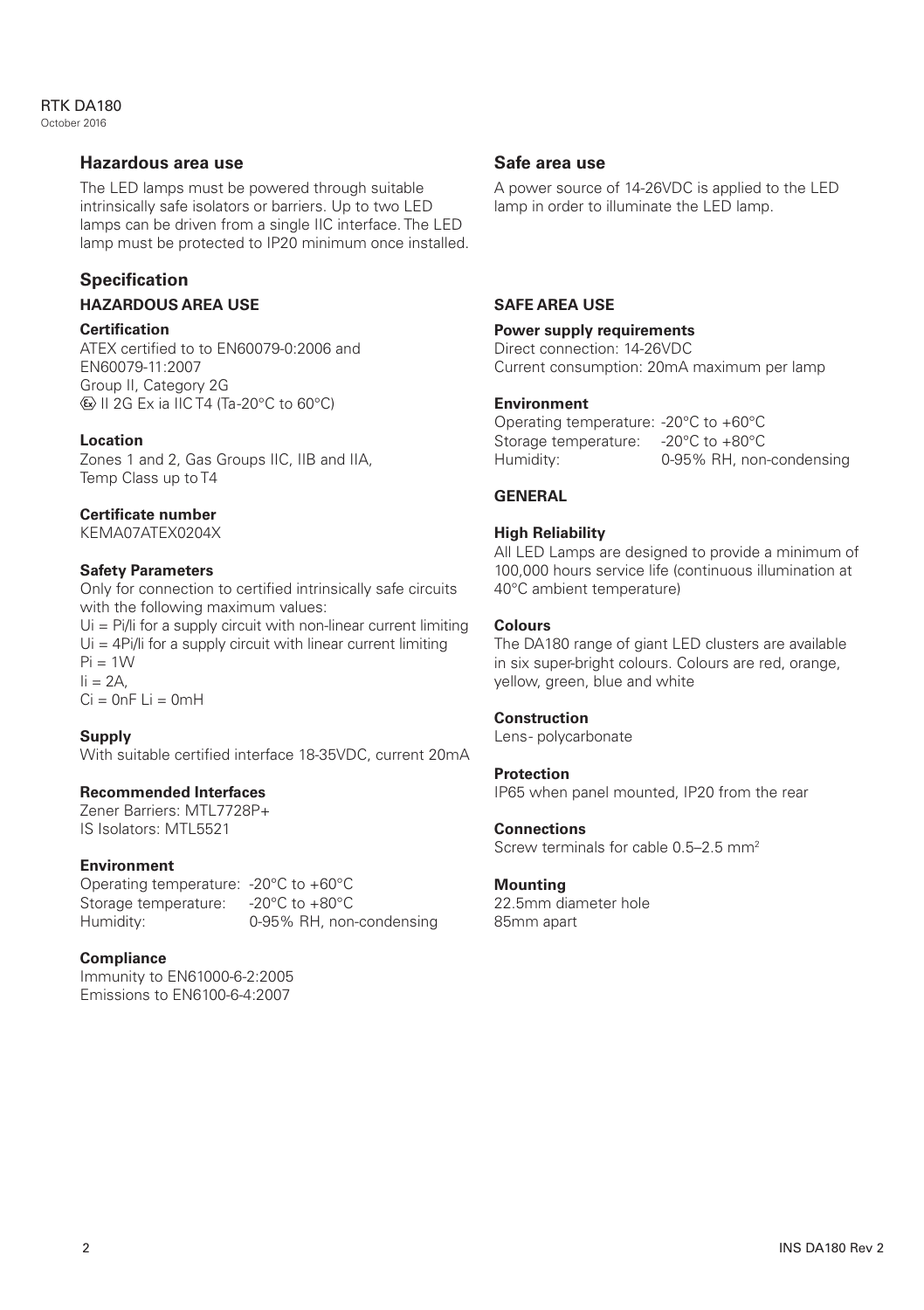## Hazardous area use

The LED lamps must be powered through suitable intrinsically safe isolators or barriers. Up to two LED lamps can be driven from a single IIC interface. The LED lamp must be protected to IP20 minimum once installed.

## Specification

### HAZARDOUS AREA USE

**Certification**

ATEX certified to to EN60079-0:2006 and EN60079-11:2007
Group II, Category 2G
Ⓔx II 2G Ex ia IIC T4 (Ta-20°C to 60°C)

**Location**

Zones 1 and 2, Gas Groups IIC, IIB and IIA, Temp Class up to T4

**Certificate number**

KEMA07ATEX0204X

**Safety Parameters**

Only for connection to certified intrinsically safe circuits with the following maximum values:
Ui = Pi/Ii for a supply circuit with non-linear current limiting
Ui = 4Pi/Ii for a supply circuit with linear current limiting
Pi = 1W
Ii = 2A,
Ci = 0nF Li = 0mH

**Supply**

With suitable certified interface 18-35VDC, current 20mA

**Recommended Interfaces**

Zener Barriers: MTL7728P+
IS Isolators: MTL5521

**Environment**

| | |
|---|---|
| Operating temperature: | -20°C to +60°C |
| Storage temperature: | -20°C to +80°C |
| Humidity: | 0-95% RH, non-condensing |

**Compliance**

Immunity to EN61000-6-2:2005
Emissions to EN6100-6-4:2007

## Safe area use

A power source of 14-26VDC is applied to the LED lamp in order to illuminate the LED lamp.

### SAFE AREA USE

**Power supply requirements**

Direct connection: 14-26VDC
Current consumption: 20mA maximum per lamp

**Environment**

| | |
|---|---|
| Operating temperature: | -20°C to +60°C |
| Storage temperature: | -20°C to +80°C |
| Humidity: | 0-95% RH, non-condensing |

### GENERAL

**High Reliability**

All LED Lamps are designed to provide a minimum of 100,000 hours service life (continuous illumination at 40°C ambient temperature)

**Colours**

The DA180 range of giant LED clusters are available in six super-bright colours. Colours are red, orange, yellow, green, blue and white

**Construction**

Lens- polycarbonate

**Protection**

IP65 when panel mounted, IP20 from the rear

**Connections**

Screw terminals for cable 0.5–2.5 $mm^2$

**Mounting**

22.5mm diameter hole
85mm apart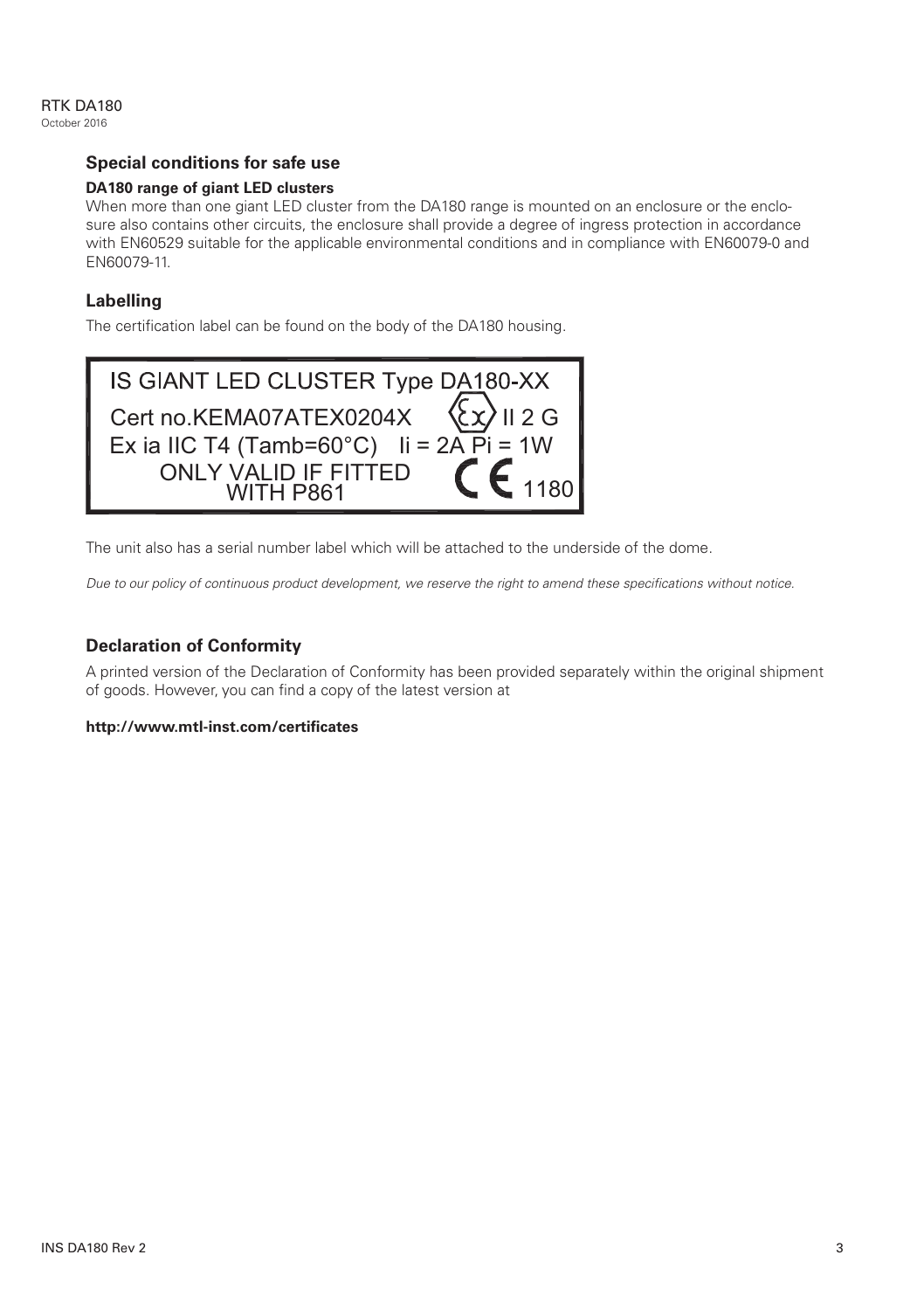## Special conditions for safe use

### DA180 range of giant LED clusters

When more than one giant LED cluster from the DA180 range is mounted on an enclosure or the enclosure also contains other circuits, the enclosure shall provide a degree of ingress protection in accordance with EN60529 suitable for the applicable environmental conditions and in compliance with EN60079-0 and EN60079-11.

## Labelling

The certification label can be found on the body of the DA180 housing.

IS GIANT LED CLUSTER Type DA180-XX
Cert no.KEMA07ATEX0204X Ex II 2 G
Ex ia IIC T4 (Tamb=60°C) Ii = 2A Pi = 1W
ONLY VALID IF FITTED WITH P861
CE 1180

The unit also has a serial number label which will be attached to the underside of the dome.

*Due to our policy of continuous product development, we reserve the right to amend these specifications without notice.*

## Declaration of Conformity

A printed version of the Declaration of Conformity has been provided separately within the original shipment of goods. However, you can find a copy of the latest version at

**http://www.mtl-inst.com/certificates**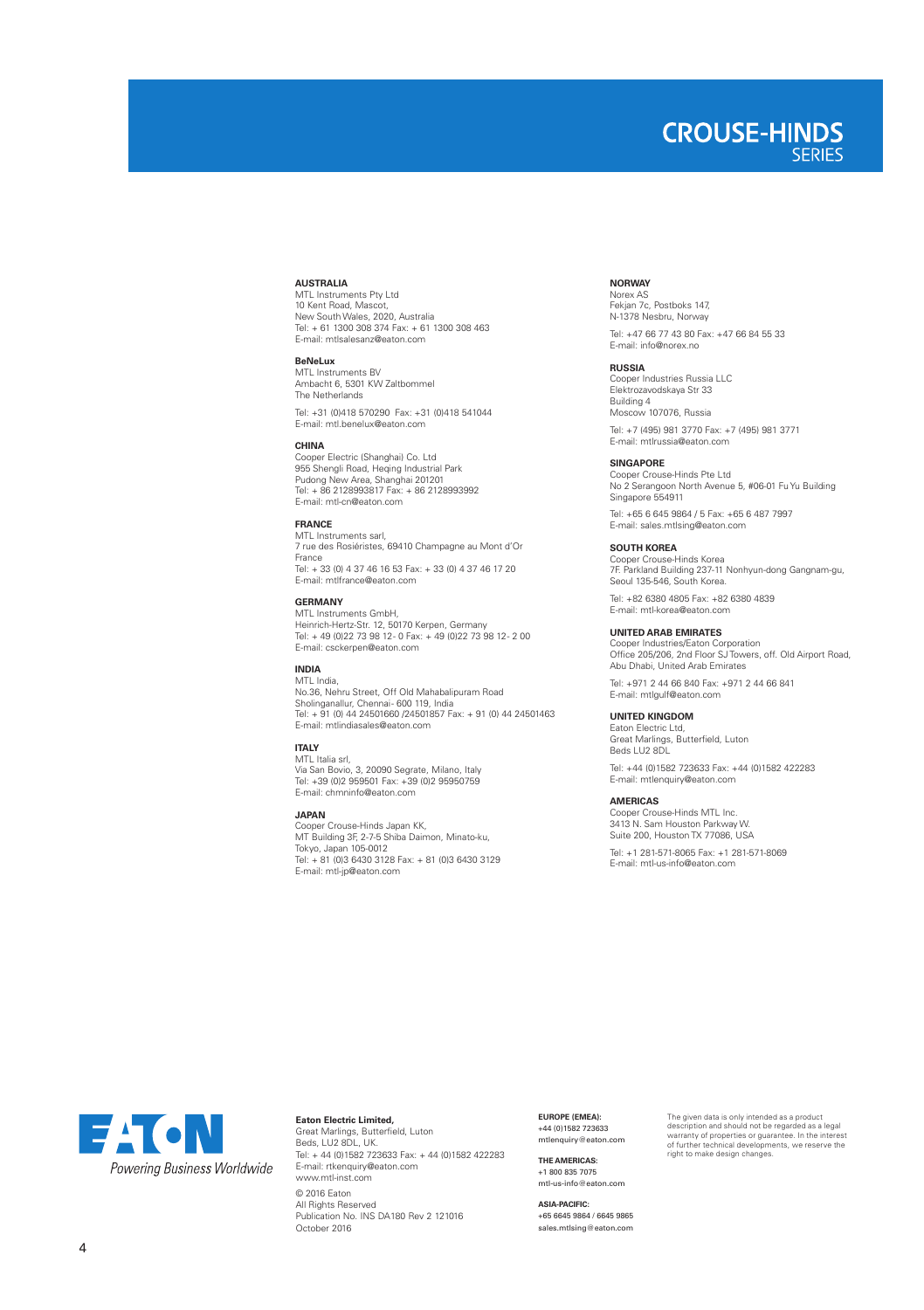CROUSE-HINDS
SERIES

**AUSTRALIA**
MTL Instruments Pty Ltd
10 Kent Road, Mascot,
New South Wales, 2020, Australia
Tel: + 61 1300 308 374 Fax: + 61 1300 308 463
E-mail: mtlsalesanz@eaton.com

**BeNeLux**
MTL Instruments BV
Ambacht 6, 5301 KW Zaltbommel
The Netherlands

Tel: +31 (0)418 570290 Fax: +31 (0)418 541044
E-mail: mtl.benelux@eaton.com

**CHINA**
Cooper Electric (Shanghai) Co. Ltd
955 Shengli Road, Heqing Industrial Park
Pudong New Area, Shanghai 201201
Tel: + 86 2128993817 Fax: + 86 2128993992
E-mail: mtl-cn@eaton.com

**FRANCE**
MTL Instruments sarl,
7 rue des Rosiéristes, 69410 Champagne au Mont d'Or
France
Tel: + 33 (0) 4 37 46 16 53 Fax: + 33 (0) 4 37 46 17 20
E-mail: mtlfrance@eaton.com

**GERMANY**
MTL Instruments GmbH,
Heinrich-Hertz-Str. 12, 50170 Kerpen, Germany
Tel: + 49 (0)22 73 98 12- 0 Fax: + 49 (0)22 73 98 12- 2 00
E-mail: csckerpen@eaton.com

**INDIA**
MTL India,
No.36, Nehru Street, Off Old Mahabalipuram Road
Sholinganallur, Chennai- 600 119, India
Tel: + 91 (0) 44 24501660 /24501857 Fax: + 91 (0) 44 24501463
E-mail: mtlindiasales@eaton.com

**ITALY**
MTL Italia srl,
Via San Bovio, 3, 20090 Segrate, Milano, Italy
Tel: +39 (0)2 959501 Fax: +39 (0)2 95950759
E-mail: chmninfo@eaton.com

**JAPAN**
Cooper Crouse-Hinds Japan KK,
MT Building 3F, 2-7-5 Shiba Daimon, Minato-ku,
Tokyo, Japan 105-0012
Tel: + 81 (0)3 6430 3128 Fax: + 81 (0)3 6430 3129
E-mail: mtl-jp@eaton.com

**NORWAY**
Norex AS
Fekjan 7c, Postboks 147,
N-1378 Nesbru, Norway

Tel: +47 66 77 43 80 Fax: +47 66 84 55 33
E-mail: info@norex.no

**RUSSIA**
Cooper Industries Russia LLC
Elektrozavodskaya Str 33
Building 4
Moscow 107076, Russia

Tel: +7 (495) 981 3770 Fax: +7 (495) 981 3771
E-mail: mtlrussia@eaton.com

**SINGAPORE**
Cooper Crouse-Hinds Pte Ltd
No 2 Serangoon North Avenue 5, #06-01 Fu Yu Building
Singapore 554911

Tel: +65 6 645 9864 / 5 Fax: +65 6 487 7997
E-mail: sales.mtlsing@eaton.com

**SOUTH KOREA**
Cooper Crouse-Hinds Korea
7F. Parkland Building 237-11 Nonhyun-dong Gangnam-gu,
Seoul 135-546, South Korea.

Tel: +82 6380 4805 Fax: +82 6380 4839
E-mail: mtl-korea@eaton.com

**UNITED ARAB EMIRATES**
Cooper Industries/Eaton Corporation
Office 205/206, 2nd Floor SJ Towers, off. Old Airport Road,
Abu Dhabi, United Arab Emirates

Tel: +971 2 44 66 840 Fax: +971 2 44 66 841
E-mail: mtlgulf@eaton.com

**UNITED KINGDOM**
Eaton Electric Ltd,
Great Marlings, Butterfield, Luton
Beds LU2 8DL

Tel: +44 (0)1582 723633 Fax: +44 (0)1582 422283
E-mail: mtlenquiry@eaton.com

**AMERICAS**
Cooper Crouse-Hinds MTL Inc.
3413 N. Sam Houston Parkway W.
Suite 200, Houston TX 77086, USA

Tel: +1 281-571-8065 Fax: +1 281-571-8069
E-mail: mtl-us-info@eaton.com

EATON
*Powering Business Worldwide*

**Eaton Electric Limited,**
Great Marlings, Butterfield, Luton
Beds, LU2 8DL, UK.
Tel: + 44 (0)1582 723633 Fax: + 44 (0)1582 422283
E-mail: rtkenquiry@eaton.com
www.mtl-inst.com

© 2016 Eaton
All Rights Reserved
Publication No. INS DA180 Rev 2 121016
October 2016

**EUROPE (EMEA):**
+44 (0)1582 723633
mtlenquiry@eaton.com

**THE AMERICAS:**
+1 800 835 7075
mtl-us-info@eaton.com

**ASIA-PACIFIC:**
+65 6645 9864 / 6645 9865
sales.mtlsing@eaton.com

The given data is only intended as a product description and should not be regarded as a legal warranty of properties or guarantee. In the interest of further technical developments, we reserve the right to make design changes.